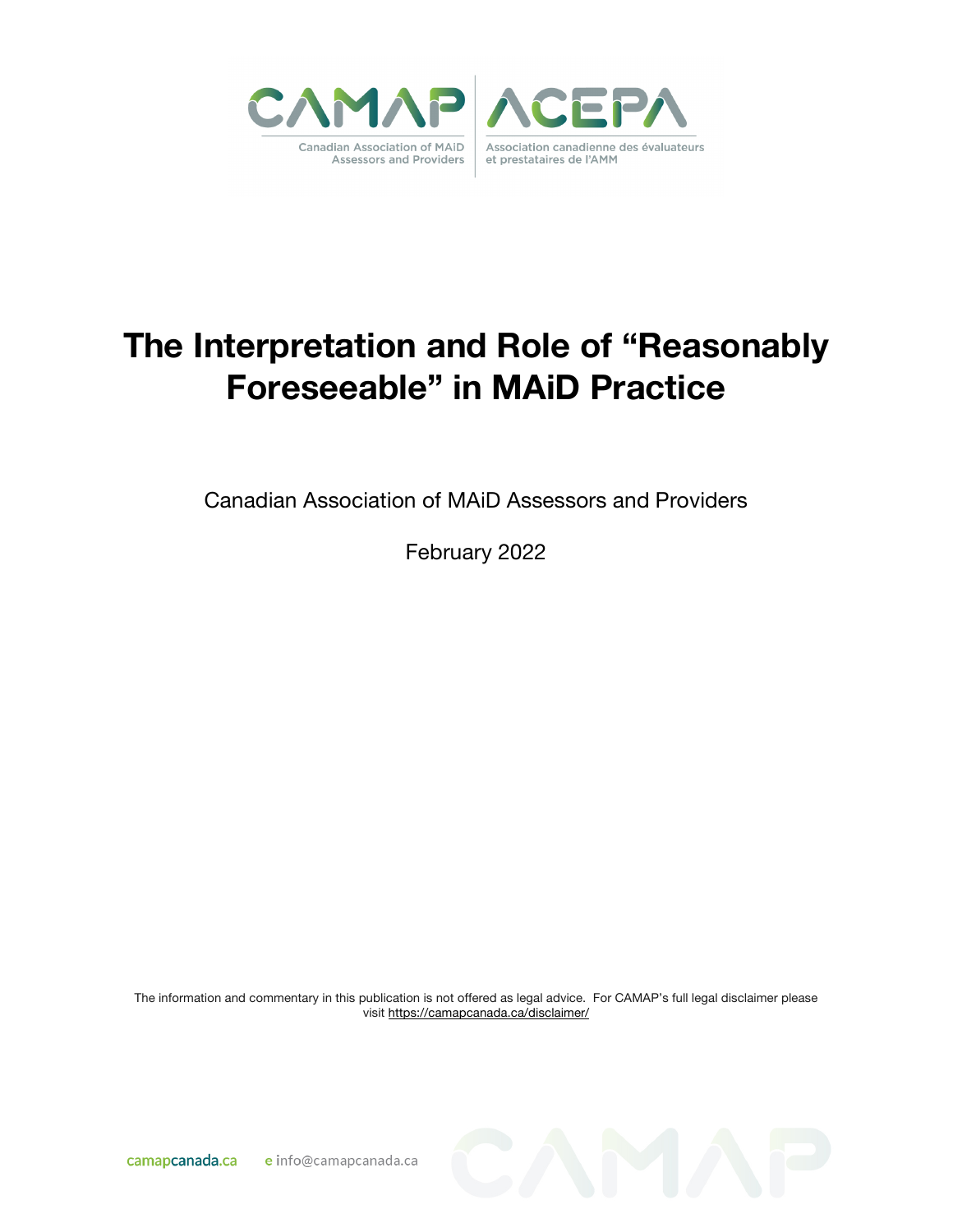CAMAP | ACEPA

Canadian Association of MAiD Assessors and Providers | Association canadienne des évaluateurs et prestataires de l'AMM

# The Interpretation and Role of "Reasonably Foreseeable" in MAiD Practice

Canadian Association of MAiD Assessors and Providers

February 2022

The information and commentary in this publication is not offered as legal advice. For CAMAP's full legal disclaimer please visit https://camapcanada.ca/disclaimer/

camapcanada.ca   e info@camapcanada.ca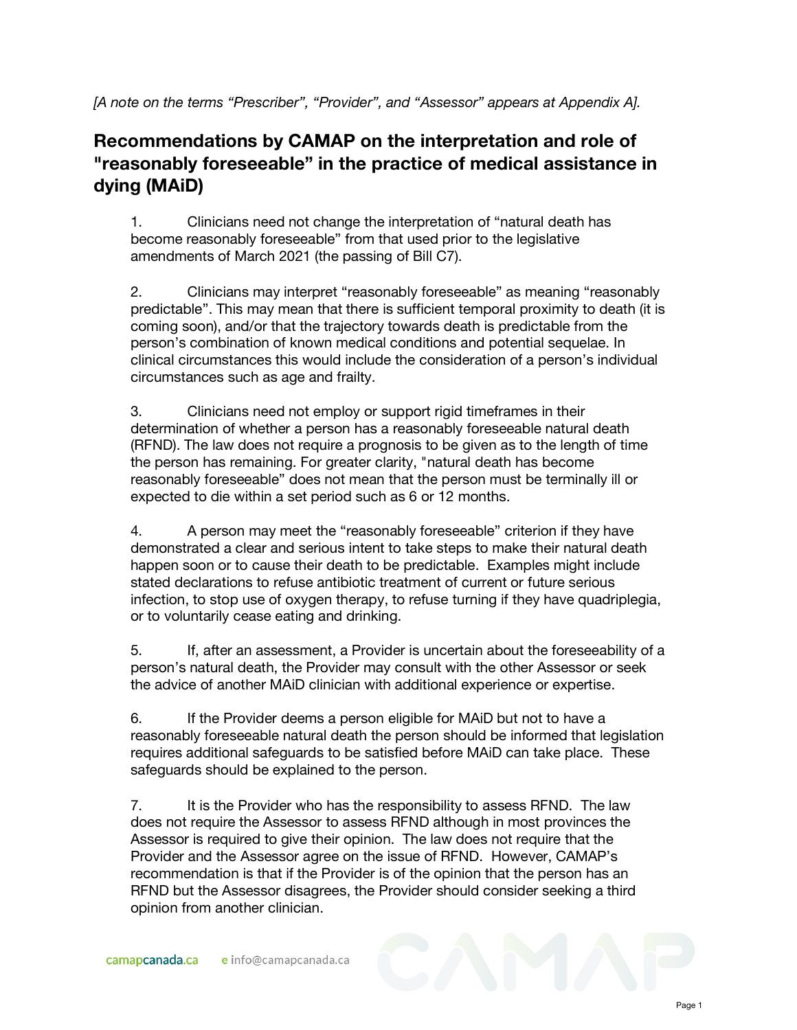*[A note on the terms "Prescriber", "Provider", and "Assessor" appears at Appendix A].*

## Recommendations by CAMAP on the interpretation and role of "reasonably foreseeable" in the practice of medical assistance in dying (MAiD)

1. Clinicians need not change the interpretation of "natural death has become reasonably foreseeable" from that used prior to the legislative amendments of March 2021 (the passing of Bill C7).

2. Clinicians may interpret "reasonably foreseeable" as meaning "reasonably predictable". This may mean that there is sufficient temporal proximity to death (it is coming soon), and/or that the trajectory towards death is predictable from the person's combination of known medical conditions and potential sequelae. In clinical circumstances this would include the consideration of a person's individual circumstances such as age and frailty.

3. Clinicians need not employ or support rigid timeframes in their determination of whether a person has a reasonably foreseeable natural death (RFND). The law does not require a prognosis to be given as to the length of time the person has remaining. For greater clarity, "natural death has become reasonably foreseeable" does not mean that the person must be terminally ill or expected to die within a set period such as 6 or 12 months.

4. A person may meet the "reasonably foreseeable" criterion if they have demonstrated a clear and serious intent to take steps to make their natural death happen soon or to cause their death to be predictable. Examples might include stated declarations to refuse antibiotic treatment of current or future serious infection, to stop use of oxygen therapy, to refuse turning if they have quadriplegia, or to voluntarily cease eating and drinking.

5. If, after an assessment, a Provider is uncertain about the foreseeability of a person's natural death, the Provider may consult with the other Assessor or seek the advice of another MAiD clinician with additional experience or expertise.

6. If the Provider deems a person eligible for MAiD but not to have a reasonably foreseeable natural death the person should be informed that legislation requires additional safeguards to be satisfied before MAiD can take place. These safeguards should be explained to the person.

7. It is the Provider who has the responsibility to assess RFND. The law does not require the Assessor to assess RFND although in most provinces the Assessor is required to give their opinion. The law does not require that the Provider and the Assessor agree on the issue of RFND. However, CAMAP's recommendation is that if the Provider is of the opinion that the person has an RFND but the Assessor disagrees, the Provider should consider seeking a third opinion from another clinician.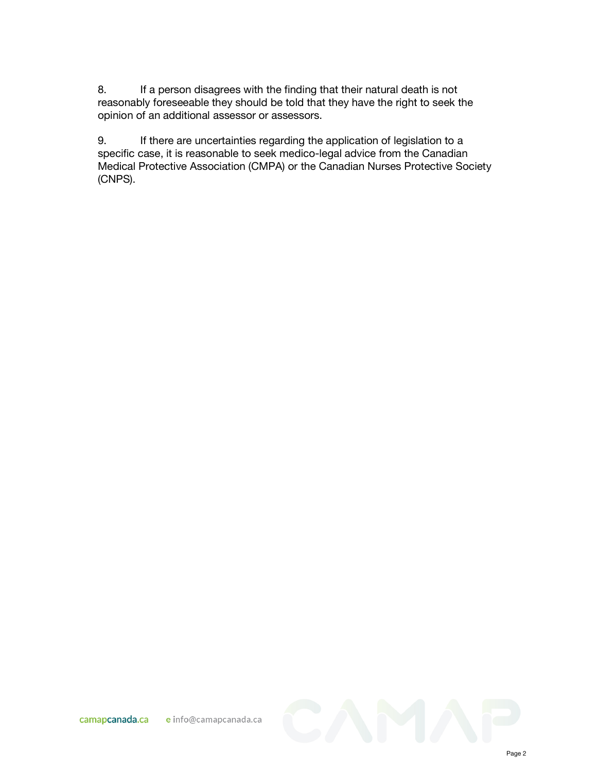8. If a person disagrees with the finding that their natural death is not reasonably foreseeable they should be told that they have the right to seek the opinion of an additional assessor or assessors.

9. If there are uncertainties regarding the application of legislation to a specific case, it is reasonable to seek medico-legal advice from the Canadian Medical Protective Association (CMPA) or the Canadian Nurses Protective Society (CNPS).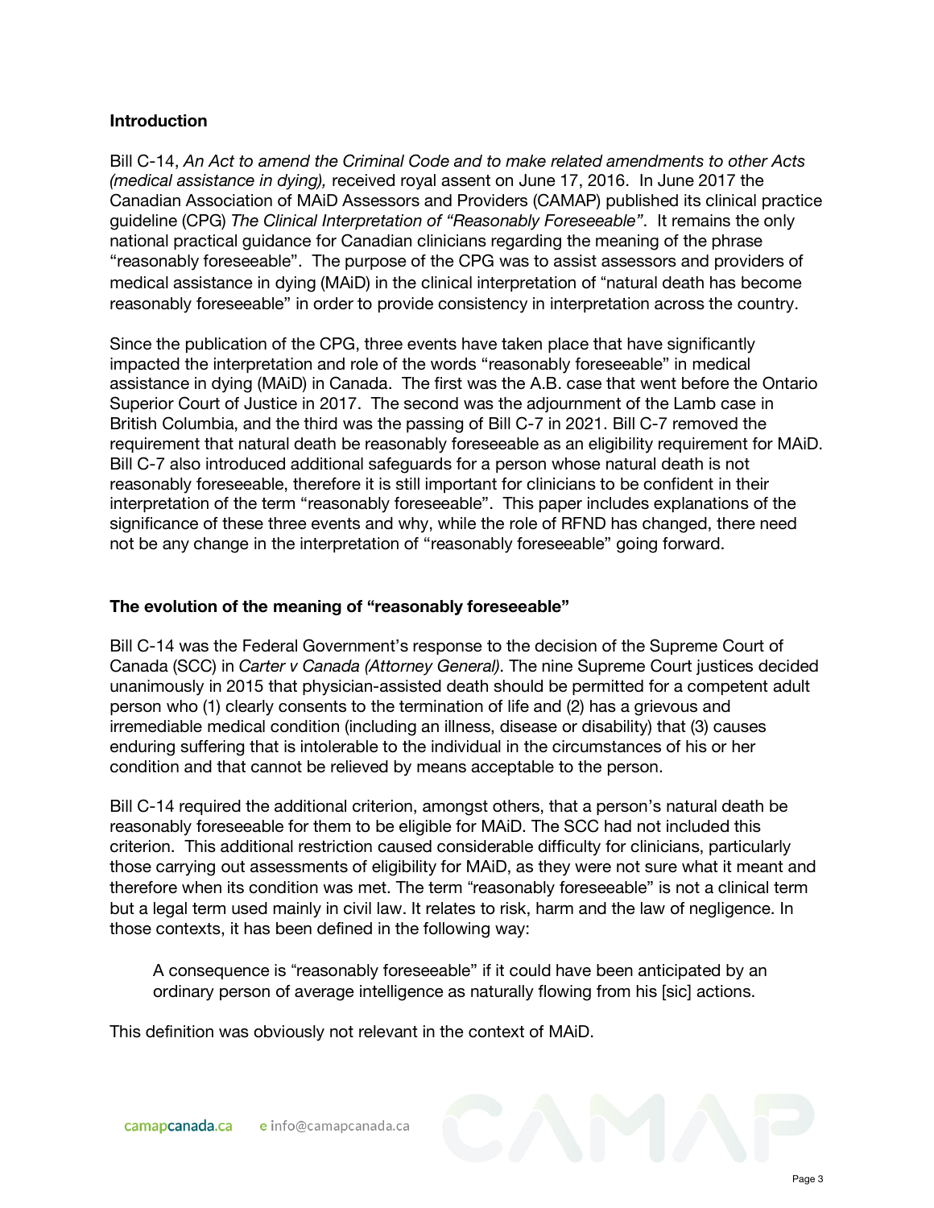## Introduction

Bill C-14, *An Act to amend the Criminal Code and to make related amendments to other Acts (medical assistance in dying),* received royal assent on June 17, 2016. In June 2017 the Canadian Association of MAiD Assessors and Providers (CAMAP) published its clinical practice guideline (CPG) *The Clinical Interpretation of "Reasonably Foreseeable"*. It remains the only national practical guidance for Canadian clinicians regarding the meaning of the phrase "reasonably foreseeable". The purpose of the CPG was to assist assessors and providers of medical assistance in dying (MAiD) in the clinical interpretation of "natural death has become reasonably foreseeable" in order to provide consistency in interpretation across the country.

Since the publication of the CPG, three events have taken place that have significantly impacted the interpretation and role of the words "reasonably foreseeable" in medical assistance in dying (MAiD) in Canada. The first was the A.B. case that went before the Ontario Superior Court of Justice in 2017. The second was the adjournment of the Lamb case in British Columbia, and the third was the passing of Bill C-7 in 2021. Bill C-7 removed the requirement that natural death be reasonably foreseeable as an eligibility requirement for MAiD. Bill C-7 also introduced additional safeguards for a person whose natural death is not reasonably foreseeable, therefore it is still important for clinicians to be confident in their interpretation of the term "reasonably foreseeable". This paper includes explanations of the significance of these three events and why, while the role of RFND has changed, there need not be any change in the interpretation of "reasonably foreseeable" going forward.

## The evolution of the meaning of "reasonably foreseeable"

Bill C-14 was the Federal Government's response to the decision of the Supreme Court of Canada (SCC) in *Carter v Canada (Attorney General)*. The nine Supreme Court justices decided unanimously in 2015 that physician-assisted death should be permitted for a competent adult person who (1) clearly consents to the termination of life and (2) has a grievous and irremediable medical condition (including an illness, disease or disability) that (3) causes enduring suffering that is intolerable to the individual in the circumstances of his or her condition and that cannot be relieved by means acceptable to the person.

Bill C-14 required the additional criterion, amongst others, that a person's natural death be reasonably foreseeable for them to be eligible for MAiD. The SCC had not included this criterion. This additional restriction caused considerable difficulty for clinicians, particularly those carrying out assessments of eligibility for MAiD, as they were not sure what it meant and therefore when its condition was met. The term "reasonably foreseeable" is not a clinical term but a legal term used mainly in civil law. It relates to risk, harm and the law of negligence. In those contexts, it has been defined in the following way:

> A consequence is "reasonably foreseeable" if it could have been anticipated by an ordinary person of average intelligence as naturally flowing from his [sic] actions.

This definition was obviously not relevant in the context of MAiD.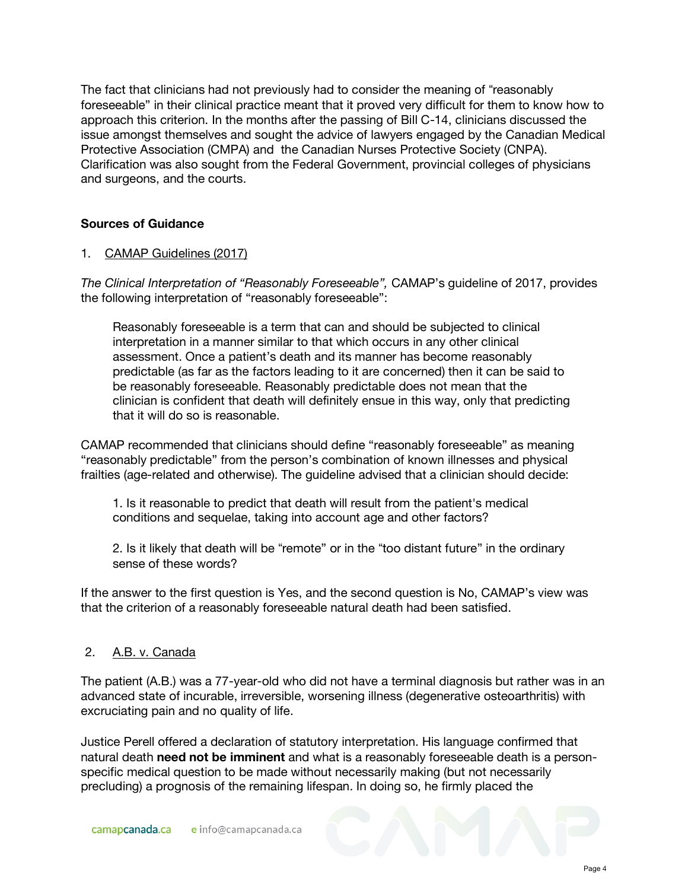The fact that clinicians had not previously had to consider the meaning of "reasonably foreseeable" in their clinical practice meant that it proved very difficult for them to know how to approach this criterion. In the months after the passing of Bill C-14, clinicians discussed the issue amongst themselves and sought the advice of lawyers engaged by the Canadian Medical Protective Association (CMPA) and the Canadian Nurses Protective Society (CNPA). Clarification was also sought from the Federal Government, provincial colleges of physicians and surgeons, and the courts.

**Sources of Guidance**

1. <u>CAMAP Guidelines (2017)</u>

*The Clinical Interpretation of "Reasonably Foreseeable",* CAMAP's guideline of 2017, provides the following interpretation of "reasonably foreseeable":

> Reasonably foreseeable is a term that can and should be subjected to clinical interpretation in a manner similar to that which occurs in any other clinical assessment. Once a patient's death and its manner has become reasonably predictable (as far as the factors leading to it are concerned) then it can be said to be reasonably foreseeable. Reasonably predictable does not mean that the clinician is confident that death will definitely ensue in this way, only that predicting that it will do so is reasonable.

CAMAP recommended that clinicians should define "reasonably foreseeable" as meaning "reasonably predictable" from the person's combination of known illnesses and physical frailties (age-related and otherwise). The guideline advised that a clinician should decide:

> 1. Is it reasonable to predict that death will result from the patient's medical conditions and sequelae, taking into account age and other factors?
>
> 2. Is it likely that death will be "remote" or in the "too distant future" in the ordinary sense of these words?

If the answer to the first question is Yes, and the second question is No, CAMAP's view was that the criterion of a reasonably foreseeable natural death had been satisfied.

2. <u>A.B. v. Canada</u>

The patient (A.B.) was a 77-year-old who did not have a terminal diagnosis but rather was in an advanced state of incurable, irreversible, worsening illness (degenerative osteoarthritis) with excruciating pain and no quality of life.

Justice Perell offered a declaration of statutory interpretation. His language confirmed that natural death **need not be imminent** and what is a reasonably foreseeable death is a person-specific medical question to be made without necessarily making (but not necessarily precluding) a prognosis of the remaining lifespan. In doing so, he firmly placed the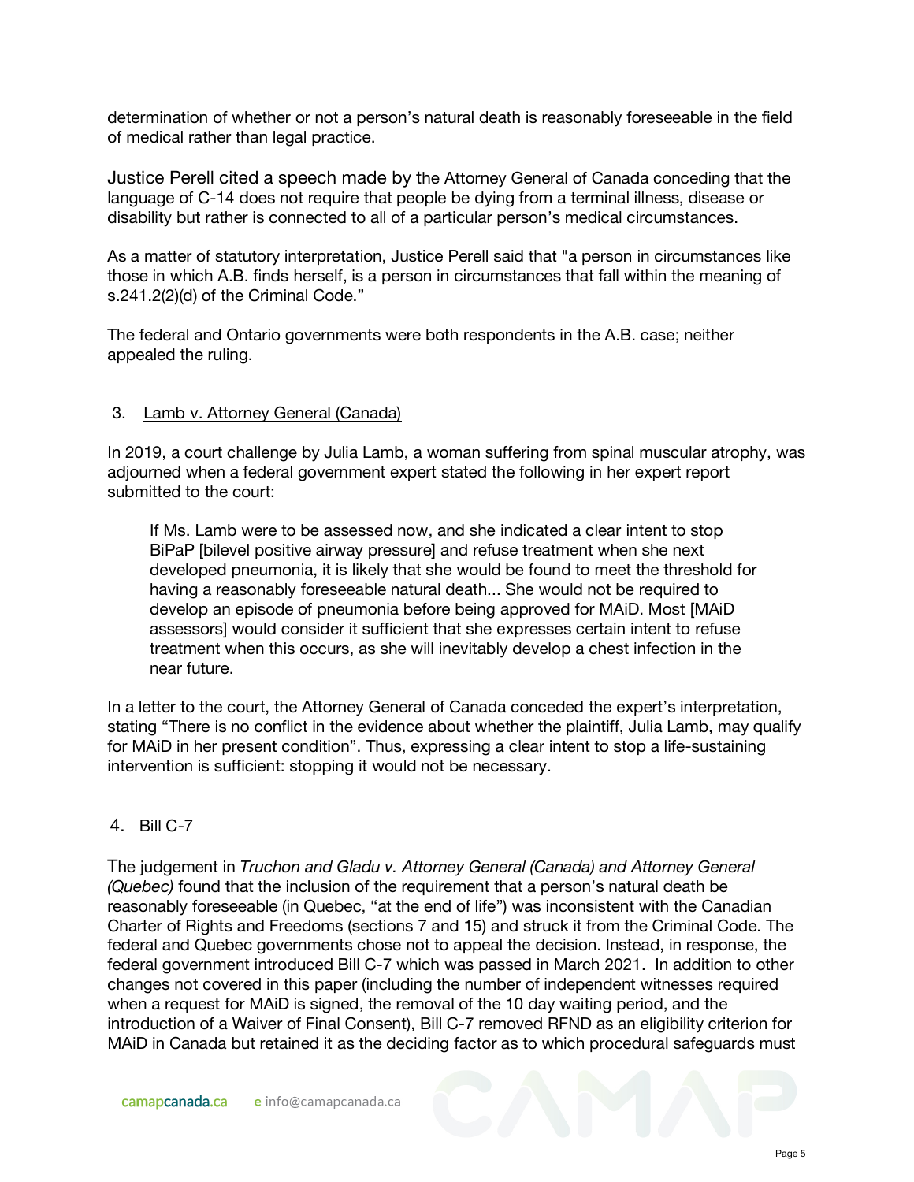determination of whether or not a person's natural death is reasonably foreseeable in the field of medical rather than legal practice.

Justice Perell cited a speech made by the Attorney General of Canada conceding that the language of C-14 does not require that people be dying from a terminal illness, disease or disability but rather is connected to all of a particular person's medical circumstances.

As a matter of statutory interpretation, Justice Perell said that "a person in circumstances like those in which A.B. finds herself, is a person in circumstances that fall within the meaning of s.241.2(2)(d) of the Criminal Code."

The federal and Ontario governments were both respondents in the A.B. case; neither appealed the ruling.

## 3. Lamb v. Attorney General (Canada)

In 2019, a court challenge by Julia Lamb, a woman suffering from spinal muscular atrophy, was adjourned when a federal government expert stated the following in her expert report submitted to the court:

> If Ms. Lamb were to be assessed now, and she indicated a clear intent to stop BiPaP [bilevel positive airway pressure] and refuse treatment when she next developed pneumonia, it is likely that she would be found to meet the threshold for having a reasonably foreseeable natural death... She would not be required to develop an episode of pneumonia before being approved for MAiD. Most [MAiD assessors] would consider it sufficient that she expresses certain intent to refuse treatment when this occurs, as she will inevitably develop a chest infection in the near future.

In a letter to the court, the Attorney General of Canada conceded the expert's interpretation, stating "There is no conflict in the evidence about whether the plaintiff, Julia Lamb, may qualify for MAiD in her present condition". Thus, expressing a clear intent to stop a life-sustaining intervention is sufficient: stopping it would not be necessary.

## 4. Bill C-7

The judgement in *Truchon and Gladu v. Attorney General (Canada) and Attorney General (Quebec)* found that the inclusion of the requirement that a person's natural death be reasonably foreseeable (in Quebec, "at the end of life") was inconsistent with the Canadian Charter of Rights and Freedoms (sections 7 and 15) and struck it from the Criminal Code. The federal and Quebec governments chose not to appeal the decision. Instead, in response, the federal government introduced Bill C-7 which was passed in March 2021. In addition to other changes not covered in this paper (including the number of independent witnesses required when a request for MAiD is signed, the removal of the 10 day waiting period, and the introduction of a Waiver of Final Consent), Bill C-7 removed RFND as an eligibility criterion for MAiD in Canada but retained it as the deciding factor as to which procedural safeguards must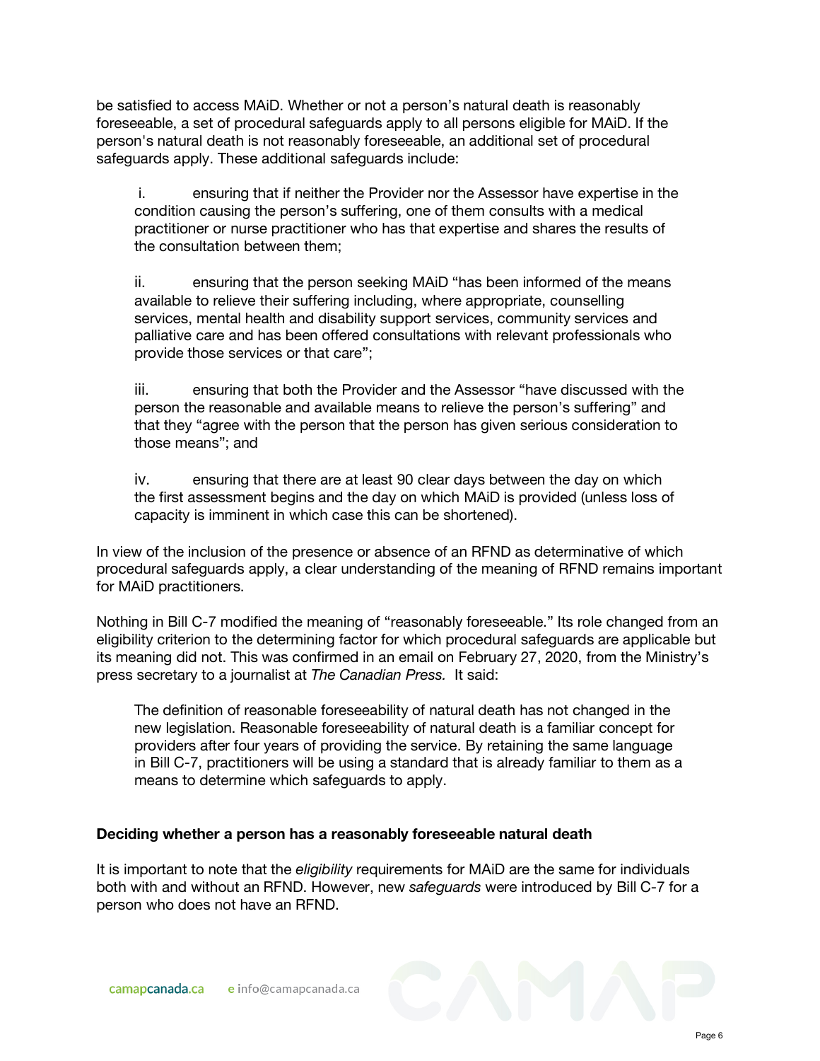be satisfied to access MAiD. Whether or not a person's natural death is reasonably foreseeable, a set of procedural safeguards apply to all persons eligible for MAiD. If the person's natural death is not reasonably foreseeable, an additional set of procedural safeguards apply. These additional safeguards include:

> i. ensuring that if neither the Provider nor the Assessor have expertise in the condition causing the person's suffering, one of them consults with a medical practitioner or nurse practitioner who has that expertise and shares the results of the consultation between them;
>
> ii. ensuring that the person seeking MAiD "has been informed of the means available to relieve their suffering including, where appropriate, counselling services, mental health and disability support services, community services and palliative care and has been offered consultations with relevant professionals who provide those services or that care";
>
> iii. ensuring that both the Provider and the Assessor "have discussed with the person the reasonable and available means to relieve the person's suffering" and that they "agree with the person that the person has given serious consideration to those means"; and
>
> iv. ensuring that there are at least 90 clear days between the day on which the first assessment begins and the day on which MAiD is provided (unless loss of capacity is imminent in which case this can be shortened).

In view of the inclusion of the presence or absence of an RFND as determinative of which procedural safeguards apply, a clear understanding of the meaning of RFND remains important for MAiD practitioners.

Nothing in Bill C-7 modified the meaning of "reasonably foreseeable." Its role changed from an eligibility criterion to the determining factor for which procedural safeguards are applicable but its meaning did not. This was confirmed in an email on February 27, 2020, from the Ministry's press secretary to a journalist at *The Canadian Press.* It said:

> The definition of reasonable foreseeability of natural death has not changed in the new legislation. Reasonable foreseeability of natural death is a familiar concept for providers after four years of providing the service. By retaining the same language in Bill C-7, practitioners will be using a standard that is already familiar to them as a means to determine which safeguards to apply.

### Deciding whether a person has a reasonably foreseeable natural death

It is important to note that the *eligibility* requirements for MAiD are the same for individuals both with and without an RFND. However, new *safeguards* were introduced by Bill C-7 for a person who does not have an RFND.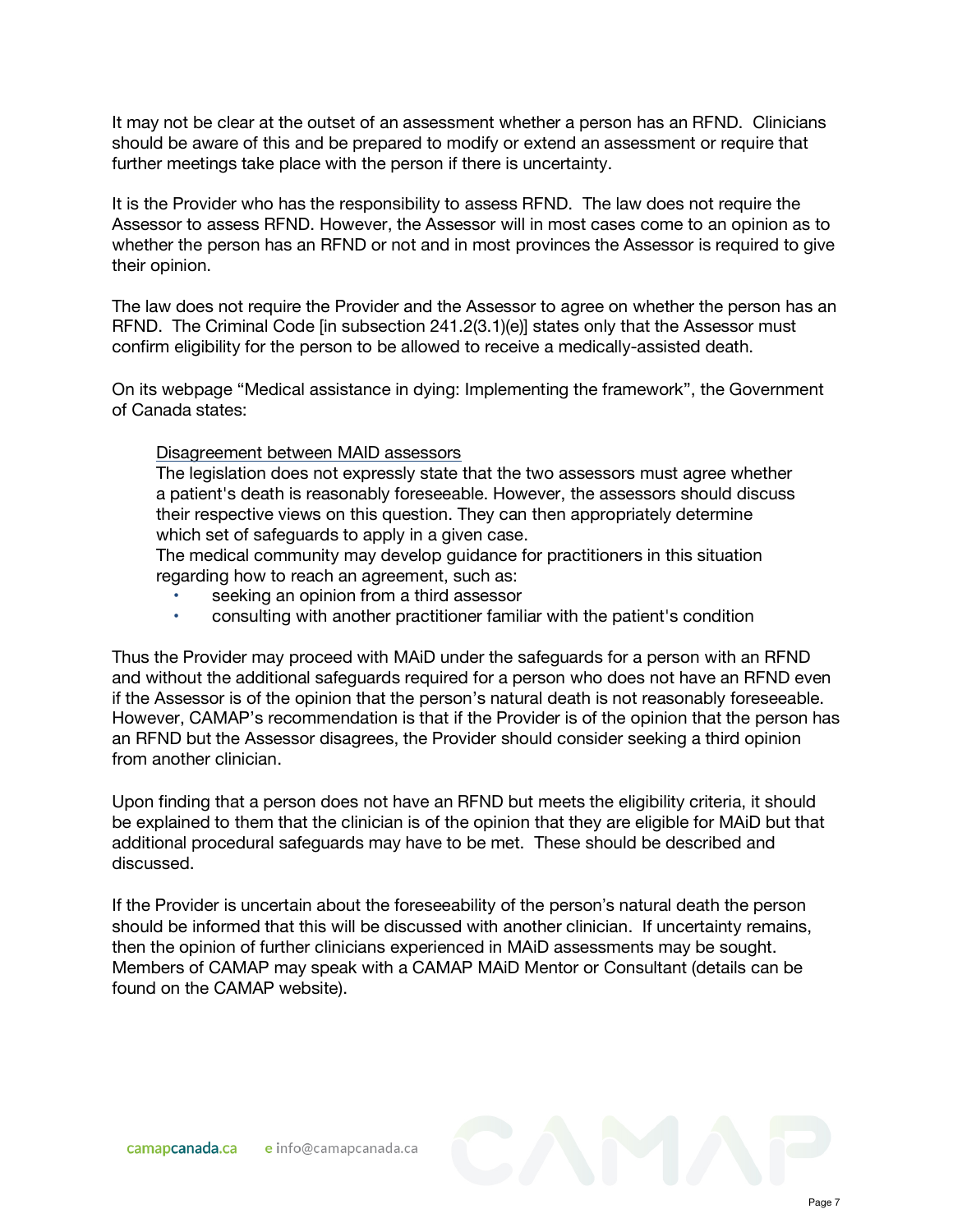It may not be clear at the outset of an assessment whether a person has an RFND. Clinicians should be aware of this and be prepared to modify or extend an assessment or require that further meetings take place with the person if there is uncertainty.

It is the Provider who has the responsibility to assess RFND. The law does not require the Assessor to assess RFND. However, the Assessor will in most cases come to an opinion as to whether the person has an RFND or not and in most provinces the Assessor is required to give their opinion.

The law does not require the Provider and the Assessor to agree on whether the person has an RFND. The Criminal Code [in subsection 241.2(3.1)(e)] states only that the Assessor must confirm eligibility for the person to be allowed to receive a medically-assisted death.

On its webpage "Medical assistance in dying: Implementing the framework", the Government of Canada states:

> Disagreement between MAID assessors
>
> The legislation does not expressly state that the two assessors must agree whether a patient's death is reasonably foreseeable. However, the assessors should discuss their respective views on this question. They can then appropriately determine which set of safeguards to apply in a given case.
>
> The medical community may develop guidance for practitioners in this situation regarding how to reach an agreement, such as:
>
> - seeking an opinion from a third assessor
> - consulting with another practitioner familiar with the patient's condition

Thus the Provider may proceed with MAiD under the safeguards for a person with an RFND and without the additional safeguards required for a person who does not have an RFND even if the Assessor is of the opinion that the person's natural death is not reasonably foreseeable. However, CAMAP's recommendation is that if the Provider is of the opinion that the person has an RFND but the Assessor disagrees, the Provider should consider seeking a third opinion from another clinician.

Upon finding that a person does not have an RFND but meets the eligibility criteria, it should be explained to them that the clinician is of the opinion that they are eligible for MAiD but that additional procedural safeguards may have to be met. These should be described and discussed.

If the Provider is uncertain about the foreseeability of the person's natural death the person should be informed that this will be discussed with another clinician. If uncertainty remains, then the opinion of further clinicians experienced in MAiD assessments may be sought. Members of CAMAP may speak with a CAMAP MAiD Mentor or Consultant (details can be found on the CAMAP website).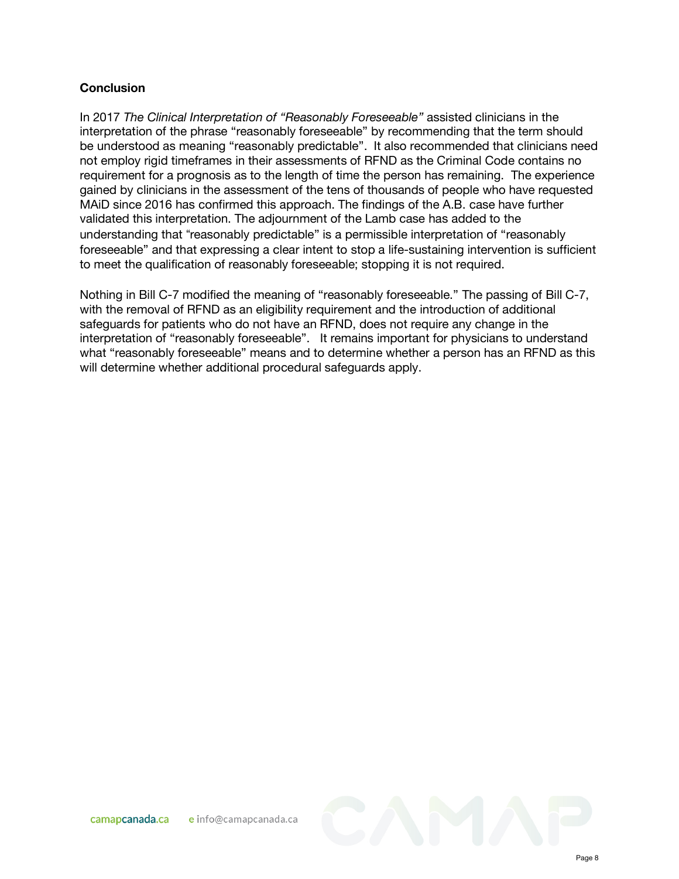## Conclusion

In 2017 *The Clinical Interpretation of "Reasonably Foreseeable"* assisted clinicians in the interpretation of the phrase "reasonably foreseeable" by recommending that the term should be understood as meaning "reasonably predictable". It also recommended that clinicians need not employ rigid timeframes in their assessments of RFND as the Criminal Code contains no requirement for a prognosis as to the length of time the person has remaining. The experience gained by clinicians in the assessment of the tens of thousands of people who have requested MAiD since 2016 has confirmed this approach. The findings of the A.B. case have further validated this interpretation. The adjournment of the Lamb case has added to the understanding that "reasonably predictable" is a permissible interpretation of "reasonably foreseeable" and that expressing a clear intent to stop a life-sustaining intervention is sufficient to meet the qualification of reasonably foreseeable; stopping it is not required.

Nothing in Bill C-7 modified the meaning of "reasonably foreseeable." The passing of Bill C-7, with the removal of RFND as an eligibility requirement and the introduction of additional safeguards for patients who do not have an RFND, does not require any change in the interpretation of "reasonably foreseeable". It remains important for physicians to understand what "reasonably foreseeable" means and to determine whether a person has an RFND as this will determine whether additional procedural safeguards apply.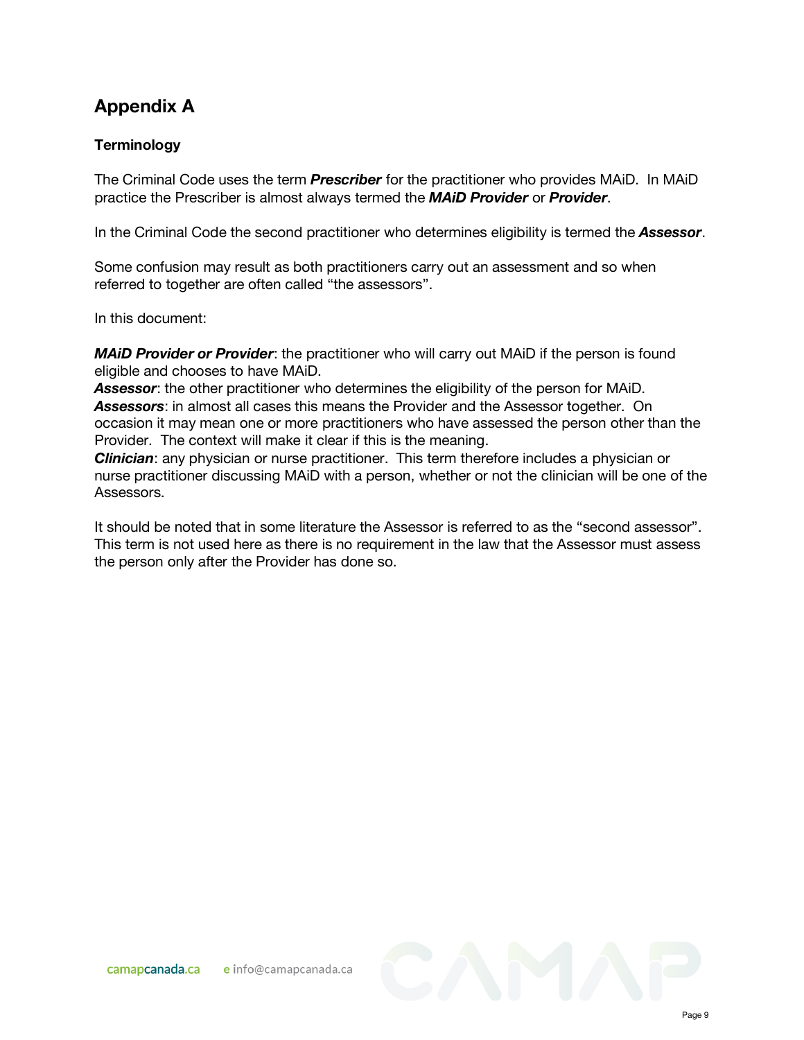# Appendix A

## Terminology

The Criminal Code uses the term ***Prescriber*** for the practitioner who provides MAiD. In MAiD practice the Prescriber is almost always termed the ***MAiD Provider*** or ***Provider***.

In the Criminal Code the second practitioner who determines eligibility is termed the ***Assessor***.

Some confusion may result as both practitioners carry out an assessment and so when referred to together are often called "the assessors".

In this document:

***MAiD Provider or Provider***: the practitioner who will carry out MAiD if the person is found eligible and chooses to have MAiD.
***Assessor***: the other practitioner who determines the eligibility of the person for MAiD.
***Assessors***: in almost all cases this means the Provider and the Assessor together. On occasion it may mean one or more practitioners who have assessed the person other than the Provider. The context will make it clear if this is the meaning.
***Clinician***: any physician or nurse practitioner. This term therefore includes a physician or nurse practitioner discussing MAiD with a person, whether or not the clinician will be one of the Assessors.

It should be noted that in some literature the Assessor is referred to as the "second assessor". This term is not used here as there is no requirement in the law that the Assessor must assess the person only after the Provider has done so.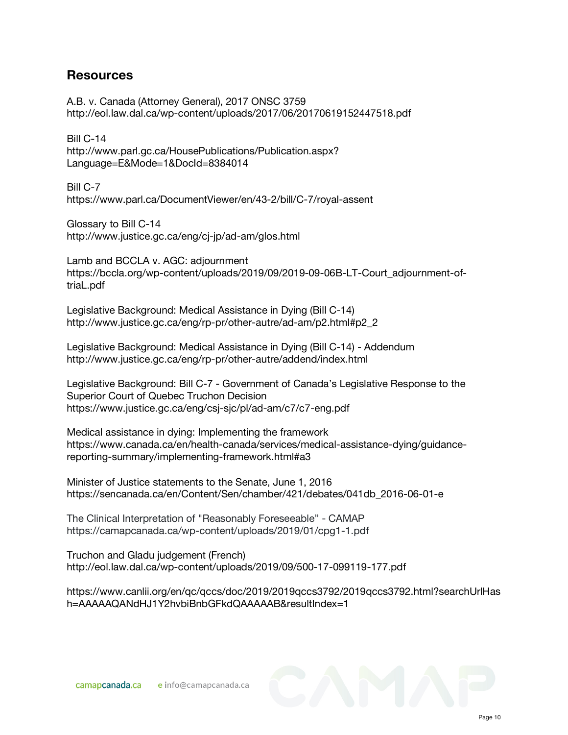## Resources

A.B. v. Canada (Attorney General), 2017 ONSC 3759
http://eol.law.dal.ca/wp-content/uploads/2017/06/20170619152447518.pdf

Bill C-14
http://www.parl.gc.ca/HousePublications/Publication.aspx?Language=E&Mode=1&DocId=8384014

Bill C-7
https://www.parl.ca/DocumentViewer/en/43-2/bill/C-7/royal-assent

Glossary to Bill C-14
http://www.justice.gc.ca/eng/cj-jp/ad-am/glos.html

Lamb and BCCLA v. AGC: adjournment
https://bccla.org/wp-content/uploads/2019/09/2019-09-06B-LT-Court_adjournment-of-triaL.pdf

Legislative Background: Medical Assistance in Dying (Bill C-14)
http://www.justice.gc.ca/eng/rp-pr/other-autre/ad-am/p2.html#p2_2

Legislative Background: Medical Assistance in Dying (Bill C-14) - Addendum
http://www.justice.gc.ca/eng/rp-pr/other-autre/addend/index.html

Legislative Background: Bill C-7 - Government of Canada's Legislative Response to the Superior Court of Quebec Truchon Decision
https://www.justice.gc.ca/eng/csj-sjc/pl/ad-am/c7/c7-eng.pdf

Medical assistance in dying: Implementing the framework
https://www.canada.ca/en/health-canada/services/medical-assistance-dying/guidance-reporting-summary/implementing-framework.html#a3

Minister of Justice statements to the Senate, June 1, 2016
https://sencanada.ca/en/Content/Sen/chamber/421/debates/041db_2016-06-01-e

The Clinical Interpretation of "Reasonably Foreseeable" - CAMAP
https://camapcanada.ca/wp-content/uploads/2019/01/cpg1-1.pdf

Truchon and Gladu judgement (French)
http://eol.law.dal.ca/wp-content/uploads/2019/09/500-17-099119-177.pdf

https://www.canlii.org/en/qc/qccs/doc/2019/2019qccs3792/2019qccs3792.html?searchUrlHash=AAAAAQANdHJ1Y2hvbiBnbGFkdQAAAAAB&resultIndex=1

camapcanada.ca e info@camapcanada.ca